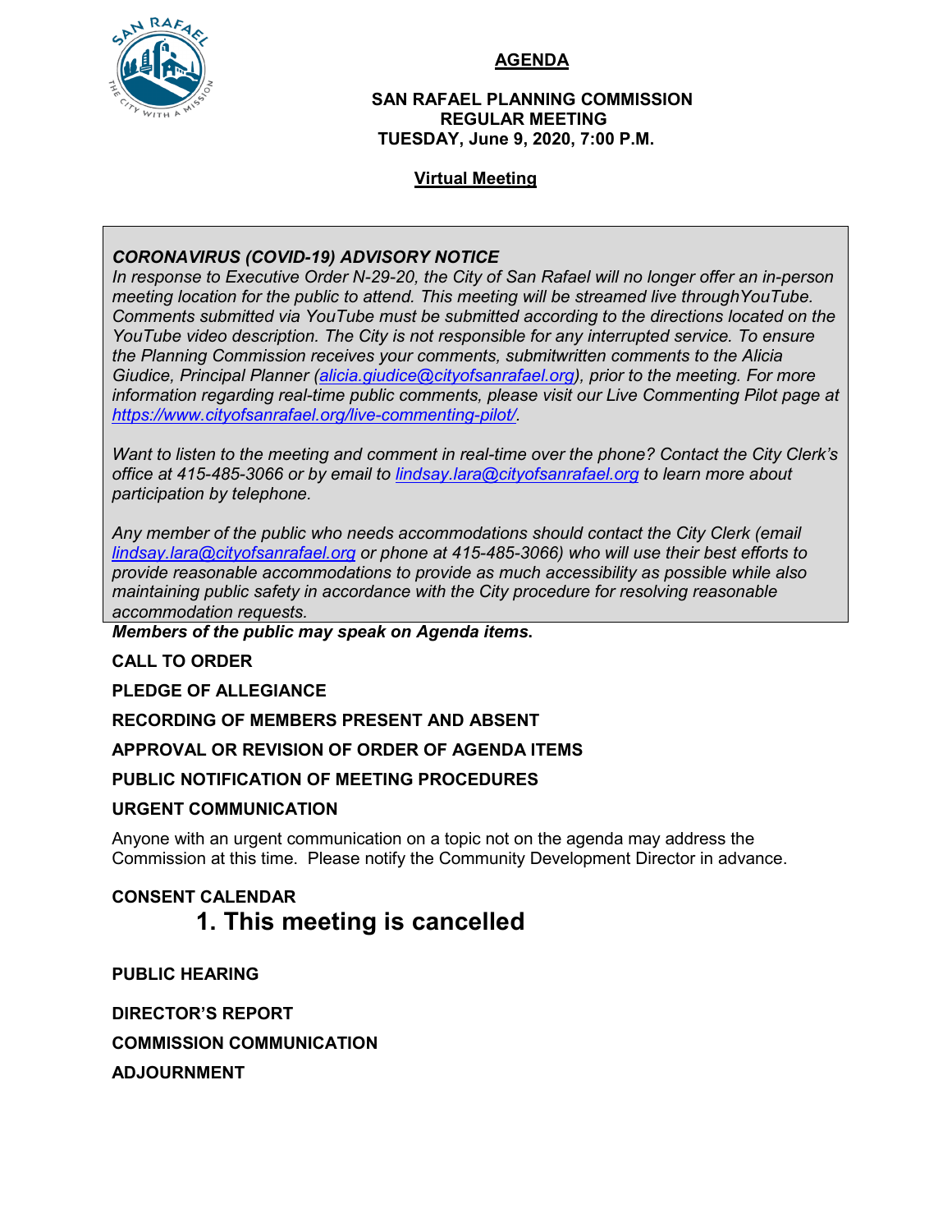# AGENDA

## SAN RAFAEL PLANNING COMMISSION
## REGULAR MEETING
## TUESDAY, June 9, 2020, 7:00 P.M.

**Virtual Meeting**

***CORONAVIRUS (COVID-19) ADVISORY NOTICE***

*In response to Executive Order N-29-20, the City of San Rafael will no longer offer an in-person meeting location for the public to attend. This meeting will be streamed live throughYouTube. Comments submitted via YouTube must be submitted according to the directions located on the YouTube video description. The City is not responsible for any interrupted service. To ensure the Planning Commission receives your comments, submitwritten comments to the Alicia Giudice, Principal Planner (alicia.giudice@cityofsanrafael.org), prior to the meeting. For more information regarding real-time public comments, please visit our Live Commenting Pilot page at https://www.cityofsanrafael.org/live-commenting-pilot/.*

*Want to listen to the meeting and comment in real-time over the phone? Contact the City Clerk's office at 415-485-3066 or by email to lindsay.lara@cityofsanrafael.org to learn more about participation by telephone.*

*Any member of the public who needs accommodations should contact the City Clerk (email lindsay.lara@cityofsanrafael.org or phone at 415-485-3066) who will use their best efforts to provide reasonable accommodations to provide as much accessibility as possible while also maintaining public safety in accordance with the City procedure for resolving reasonable accommodation requests.*

***Members of the public may speak on Agenda items.***

**CALL TO ORDER**

**PLEDGE OF ALLEGIANCE**

**RECORDING OF MEMBERS PRESENT AND ABSENT**

**APPROVAL OR REVISION OF ORDER OF AGENDA ITEMS**

**PUBLIC NOTIFICATION OF MEETING PROCEDURES**

**URGENT COMMUNICATION**

Anyone with an urgent communication on a topic not on the agenda may address the Commission at this time. Please notify the Community Development Director in advance.

**CONSENT CALENDAR**

## 1. This meeting is cancelled

**PUBLIC HEARING**

**DIRECTOR'S REPORT**

**COMMISSION COMMUNICATION**

**ADJOURNMENT**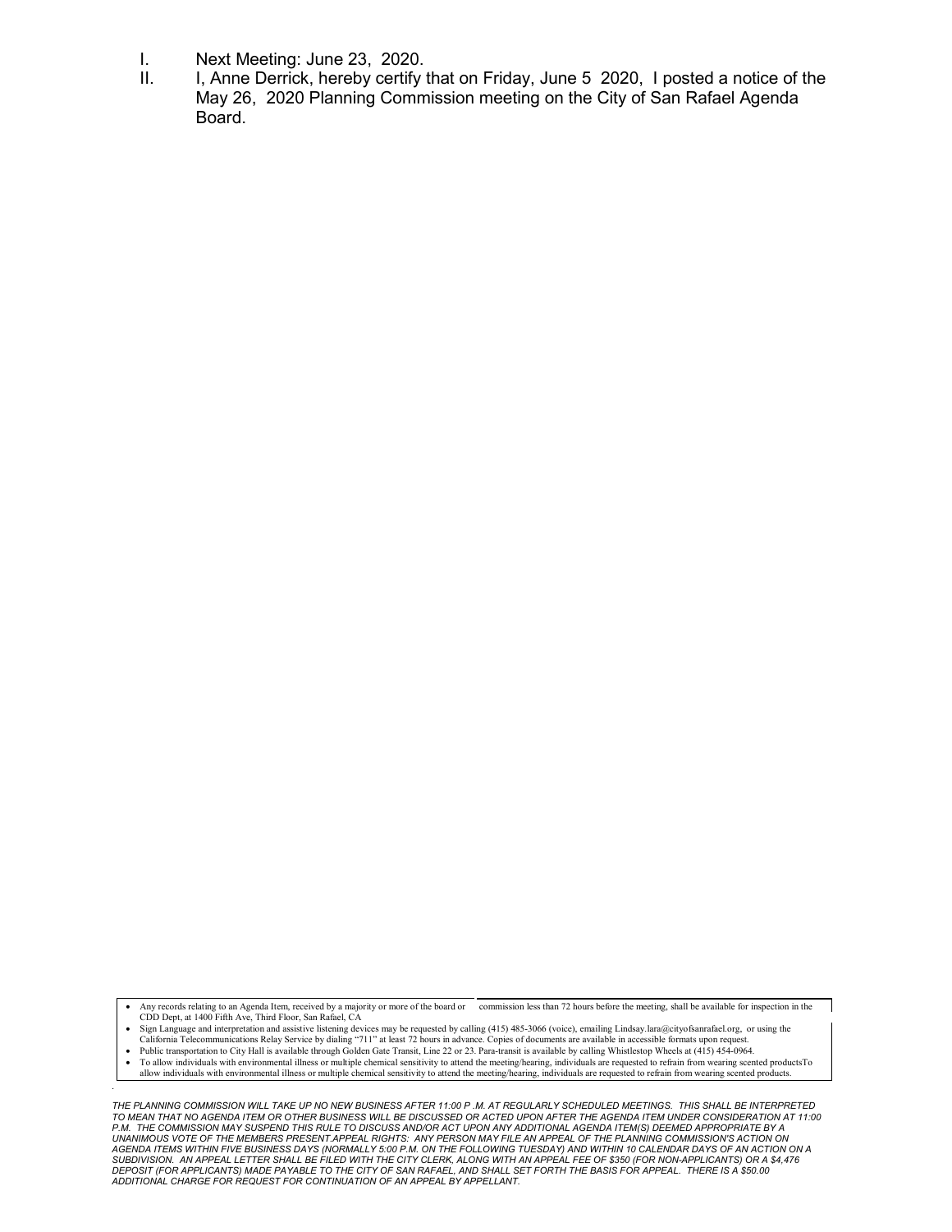I. Next Meeting: June 23, 2020.

II. I, Anne Derrick, hereby certify that on Friday, June 5 2020, I posted a notice of the May 26, 2020 Planning Commission meeting on the City of San Rafael Agenda Board.

- Any records relating to an Agenda Item, received by a majority or more of the board or commission less than 72 hours before the meeting, shall be available for inspection in the CDD Dept, at 1400 Fifth Ave, Third Floor, San Rafael, CA
- Sign Language and interpretation and assistive listening devices may be requested by calling (415) 485-3066 (voice), emailing Lindsay.lara@cityofsanrafael.org, or using the California Telecommunications Relay Service by dialing "711" at least 72 hours in advance. Copies of documents are available in accessible formats upon request.
- Public transportation to City Hall is available through Golden Gate Transit, Line 22 or 23. Para-transit is available by calling Whistlestop Wheels at (415) 454-0964.
- To allow individuals with environmental illness or multiple chemical sensitivity to attend the meeting/hearing, individuals are requested to refrain from wearing scented productsTo allow individuals with environmental illness or multiple chemical sensitivity to attend the meeting/hearing, individuals are requested to refrain from wearing scented products.

*THE PLANNING COMMISSION WILL TAKE UP NO NEW BUSINESS AFTER 11:00 P .M. AT REGULARLY SCHEDULED MEETINGS. THIS SHALL BE INTERPRETED TO MEAN THAT NO AGENDA ITEM OR OTHER BUSINESS WILL BE DISCUSSED OR ACTED UPON AFTER THE AGENDA ITEM UNDER CONSIDERATION AT 11:00 P.M. THE COMMISSION MAY SUSPEND THIS RULE TO DISCUSS AND/OR ACT UPON ANY ADDITIONAL AGENDA ITEM(S) DEEMED APPROPRIATE BY A UNANIMOUS VOTE OF THE MEMBERS PRESENT.APPEAL RIGHTS: ANY PERSON MAY FILE AN APPEAL OF THE PLANNING COMMISSION'S ACTION ON AGENDA ITEMS WITHIN FIVE BUSINESS DAYS (NORMALLY 5:00 P.M. ON THE FOLLOWING TUESDAY) AND WITHIN 10 CALENDAR DAYS OF AN ACTION ON A SUBDIVISION. AN APPEAL LETTER SHALL BE FILED WITH THE CITY CLERK, ALONG WITH AN APPEAL FEE OF $350 (FOR NON-APPLICANTS) OR A $4,476 DEPOSIT (FOR APPLICANTS) MADE PAYABLE TO THE CITY OF SAN RAFAEL, AND SHALL SET FORTH THE BASIS FOR APPEAL. THERE IS A $50.00 ADDITIONAL CHARGE FOR REQUEST FOR CONTINUATION OF AN APPEAL BY APPELLANT.*